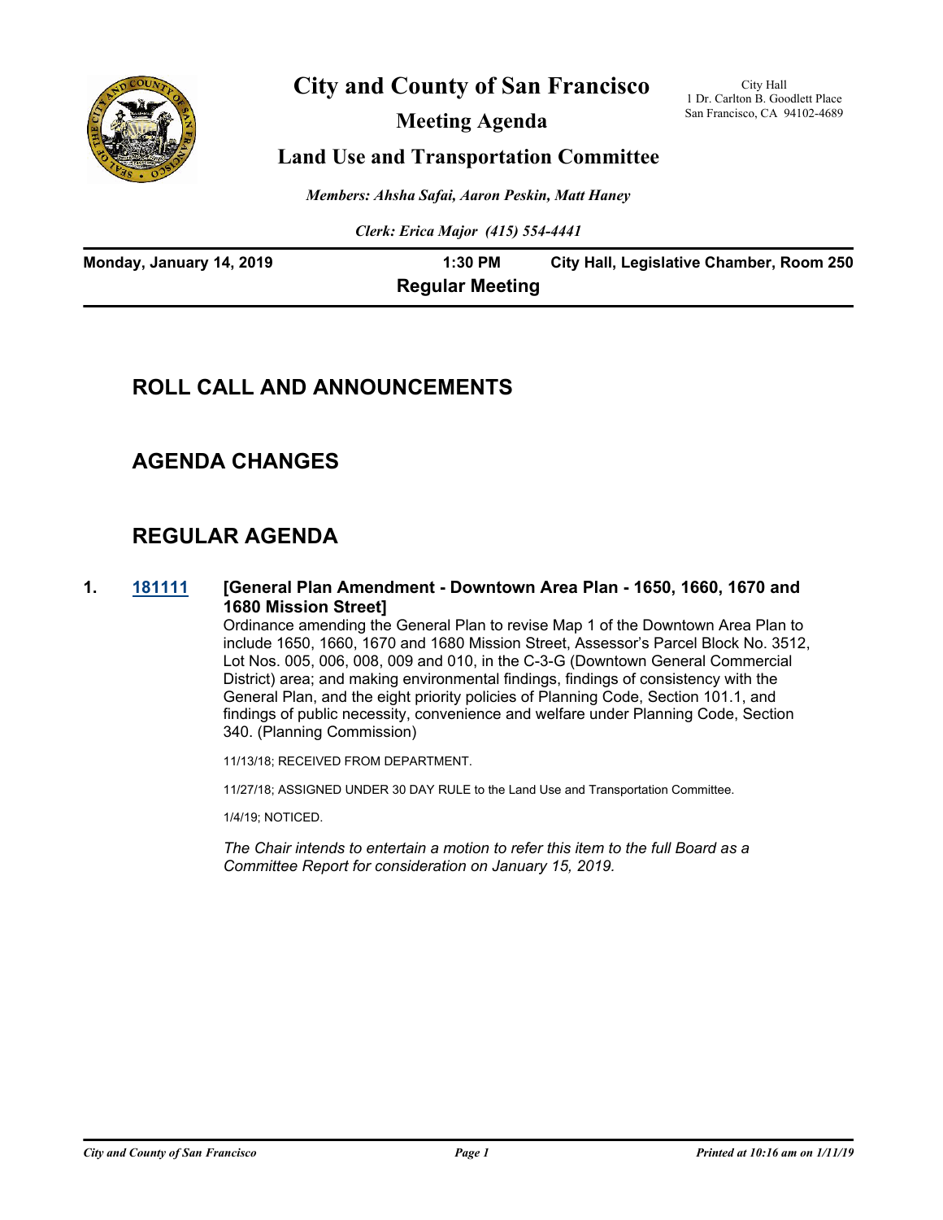# City and County of San Francisco

## Meeting Agenda

## Land Use and Transportation Committee

City Hall
1 Dr. Carlton B. Goodlett Place
San Francisco, CA 94102-4689

*Members: Ahsha Safai, Aaron Peskin, Matt Haney*

*Clerk: Erica Major (415) 554-4441*

**Monday, January 14, 2019** | **1:30 PM** | **City Hall, Legislative Chamber, Room 250**

**Regular Meeting**

## ROLL CALL AND ANNOUNCEMENTS

## AGENDA CHANGES

## REGULAR AGENDA

**1. 181111 [General Plan Amendment - Downtown Area Plan - 1650, 1660, 1670 and 1680 Mission Street]**

Ordinance amending the General Plan to revise Map 1 of the Downtown Area Plan to include 1650, 1660, 1670 and 1680 Mission Street, Assessor's Parcel Block No. 3512, Lot Nos. 005, 006, 008, 009 and 010, in the C-3-G (Downtown General Commercial District) area; and making environmental findings, findings of consistency with the General Plan, and the eight priority policies of Planning Code, Section 101.1, and findings of public necessity, convenience and welfare under Planning Code, Section 340. (Planning Commission)

11/13/18; RECEIVED FROM DEPARTMENT.

11/27/18; ASSIGNED UNDER 30 DAY RULE to the Land Use and Transportation Committee.

1/4/19; NOTICED.

*The Chair intends to entertain a motion to refer this item to the full Board as a Committee Report for consideration on January 15, 2019.*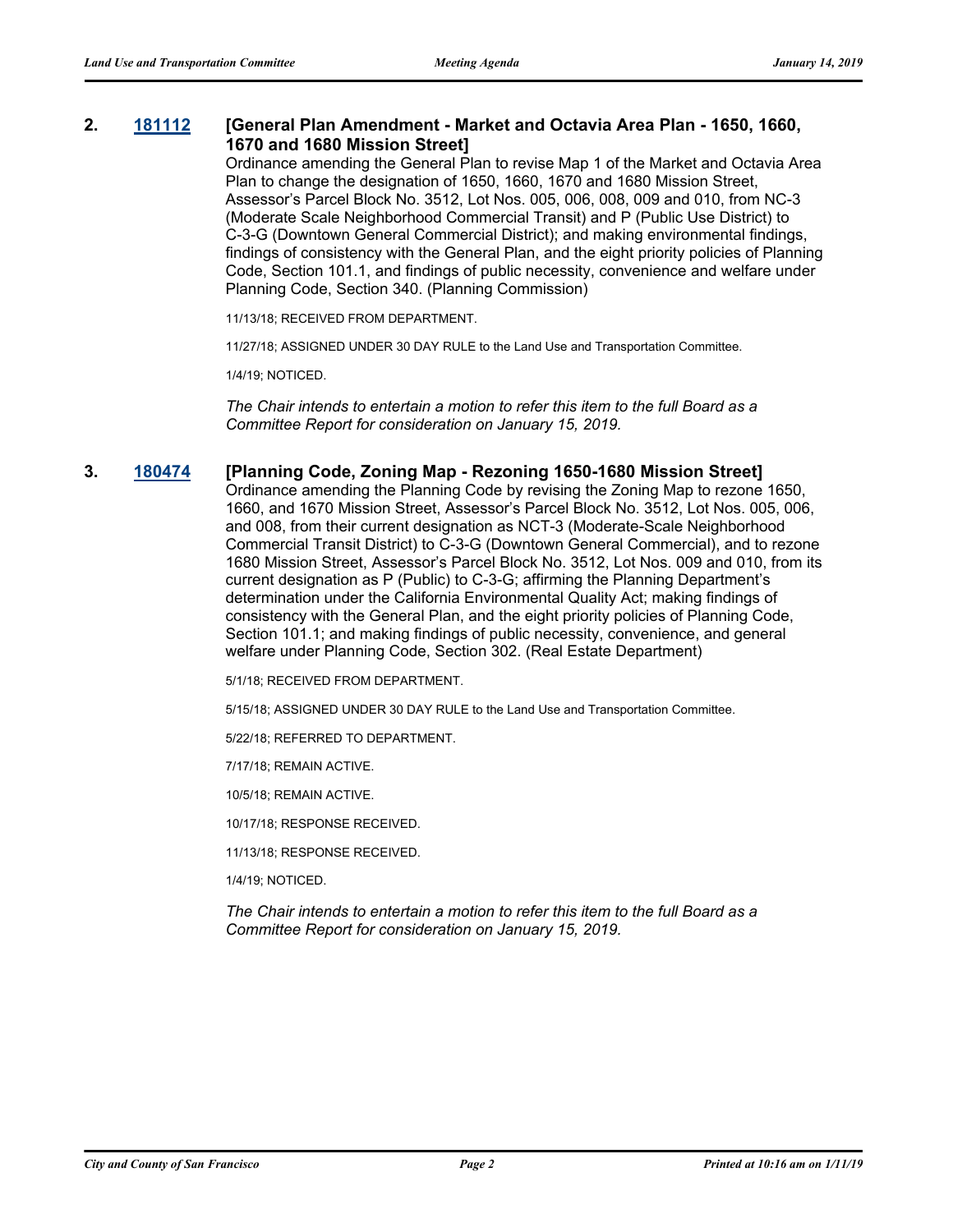**2. [181112](#) [General Plan Amendment - Market and Octavia Area Plan - 1650, 1660, 1670 and 1680 Mission Street]**

Ordinance amending the General Plan to revise Map 1 of the Market and Octavia Area Plan to change the designation of 1650, 1660, 1670 and 1680 Mission Street, Assessor's Parcel Block No. 3512, Lot Nos. 005, 006, 008, 009 and 010, from NC-3 (Moderate Scale Neighborhood Commercial Transit) and P (Public Use District) to C-3-G (Downtown General Commercial District); and making environmental findings, findings of consistency with the General Plan, and the eight priority policies of Planning Code, Section 101.1, and findings of public necessity, convenience and welfare under Planning Code, Section 340. (Planning Commission)

11/13/18; RECEIVED FROM DEPARTMENT.

11/27/18; ASSIGNED UNDER 30 DAY RULE to the Land Use and Transportation Committee.

1/4/19; NOTICED.

*The Chair intends to entertain a motion to refer this item to the full Board as a Committee Report for consideration on January 15, 2019.*

**3. [180474](#) [Planning Code, Zoning Map - Rezoning 1650-1680 Mission Street]**

Ordinance amending the Planning Code by revising the Zoning Map to rezone 1650, 1660, and 1670 Mission Street, Assessor's Parcel Block No. 3512, Lot Nos. 005, 006, and 008, from their current designation as NCT-3 (Moderate-Scale Neighborhood Commercial Transit District) to C-3-G (Downtown General Commercial), and to rezone 1680 Mission Street, Assessor's Parcel Block No. 3512, Lot Nos. 009 and 010, from its current designation as P (Public) to C-3-G; affirming the Planning Department's determination under the California Environmental Quality Act; making findings of consistency with the General Plan, and the eight priority policies of Planning Code, Section 101.1; and making findings of public necessity, convenience, and general welfare under Planning Code, Section 302. (Real Estate Department)

5/1/18; RECEIVED FROM DEPARTMENT.

5/15/18; ASSIGNED UNDER 30 DAY RULE to the Land Use and Transportation Committee.

5/22/18; REFERRED TO DEPARTMENT.

7/17/18; REMAIN ACTIVE.

10/5/18; REMAIN ACTIVE.

10/17/18; RESPONSE RECEIVED.

11/13/18; RESPONSE RECEIVED.

1/4/19; NOTICED.

*The Chair intends to entertain a motion to refer this item to the full Board as a Committee Report for consideration on January 15, 2019.*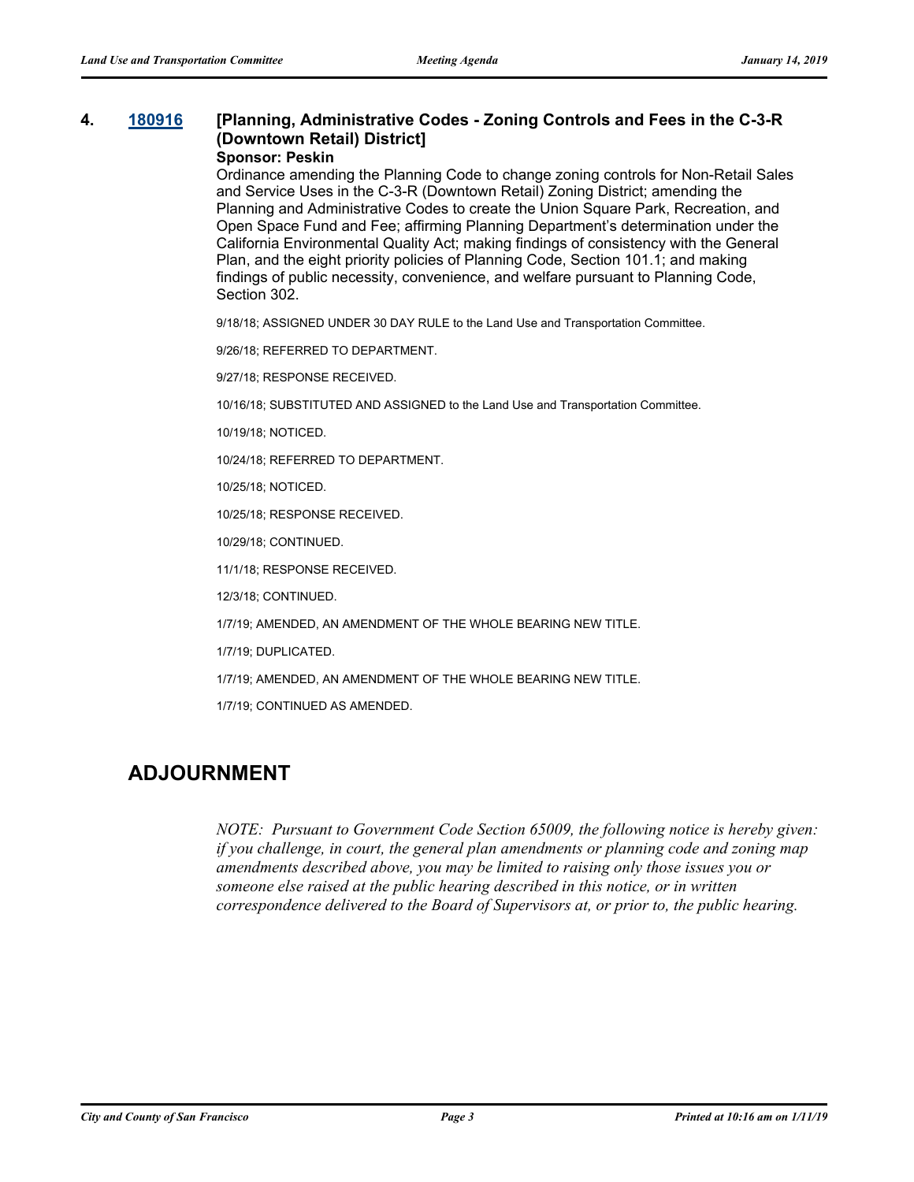**4. [180916](180916) [Planning, Administrative Codes - Zoning Controls and Fees in the C-3-R (Downtown Retail) District]**

**Sponsor: Peskin**

Ordinance amending the Planning Code to change zoning controls for Non-Retail Sales and Service Uses in the C-3-R (Downtown Retail) Zoning District; amending the Planning and Administrative Codes to create the Union Square Park, Recreation, and Open Space Fund and Fee; affirming Planning Department's determination under the California Environmental Quality Act; making findings of consistency with the General Plan, and the eight priority policies of Planning Code, Section 101.1; and making findings of public necessity, convenience, and welfare pursuant to Planning Code, Section 302.

9/18/18; ASSIGNED UNDER 30 DAY RULE to the Land Use and Transportation Committee.

9/26/18; REFERRED TO DEPARTMENT.

9/27/18; RESPONSE RECEIVED.

10/16/18; SUBSTITUTED AND ASSIGNED to the Land Use and Transportation Committee.

10/19/18; NOTICED.

10/24/18; REFERRED TO DEPARTMENT.

10/25/18; NOTICED.

10/25/18; RESPONSE RECEIVED.

10/29/18; CONTINUED.

11/1/18; RESPONSE RECEIVED.

12/3/18; CONTINUED.

1/7/19; AMENDED, AN AMENDMENT OF THE WHOLE BEARING NEW TITLE.

1/7/19; DUPLICATED.

1/7/19; AMENDED, AN AMENDMENT OF THE WHOLE BEARING NEW TITLE.

1/7/19; CONTINUED AS AMENDED.

## ADJOURNMENT

*NOTE: Pursuant to Government Code Section 65009, the following notice is hereby given: if you challenge, in court, the general plan amendments or planning code and zoning map amendments described above, you may be limited to raising only those issues you or someone else raised at the public hearing described in this notice, or in written correspondence delivered to the Board of Supervisors at, or prior to, the public hearing.*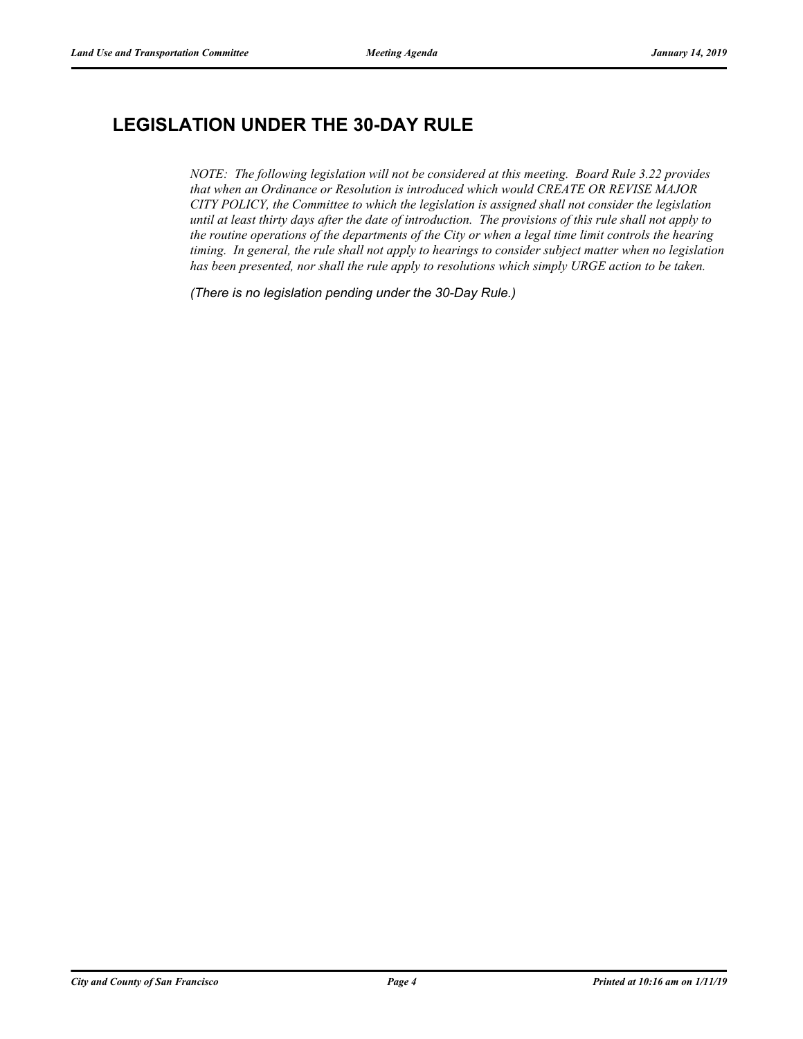## LEGISLATION UNDER THE 30-DAY RULE

*NOTE: The following legislation will not be considered at this meeting. Board Rule 3.22 provides that when an Ordinance or Resolution is introduced which would CREATE OR REVISE MAJOR CITY POLICY, the Committee to which the legislation is assigned shall not consider the legislation until at least thirty days after the date of introduction. The provisions of this rule shall not apply to the routine operations of the departments of the City or when a legal time limit controls the hearing timing. In general, the rule shall not apply to hearings to consider subject matter when no legislation has been presented, nor shall the rule apply to resolutions which simply URGE action to be taken.*

*(There is no legislation pending under the 30-Day Rule.)*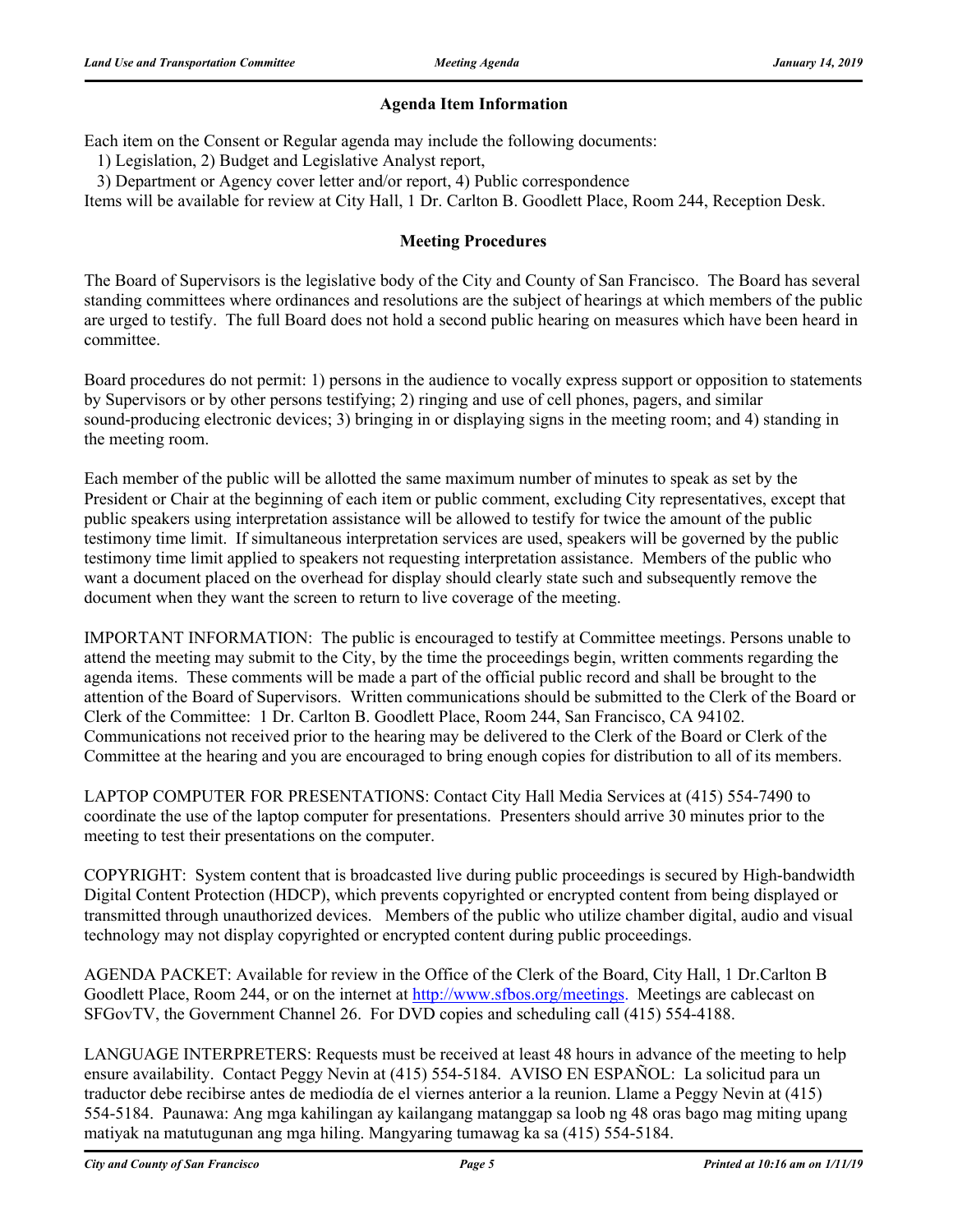## Agenda Item Information

Each item on the Consent or Regular agenda may include the following documents:

1) Legislation, 2) Budget and Legislative Analyst report,

3) Department or Agency cover letter and/or report, 4) Public correspondence

Items will be available for review at City Hall, 1 Dr. Carlton B. Goodlett Place, Room 244, Reception Desk.

## Meeting Procedures

The Board of Supervisors is the legislative body of the City and County of San Francisco. The Board has several standing committees where ordinances and resolutions are the subject of hearings at which members of the public are urged to testify. The full Board does not hold a second public hearing on measures which have been heard in committee.

Board procedures do not permit: 1) persons in the audience to vocally express support or opposition to statements by Supervisors or by other persons testifying; 2) ringing and use of cell phones, pagers, and similar sound-producing electronic devices; 3) bringing in or displaying signs in the meeting room; and 4) standing in the meeting room.

Each member of the public will be allotted the same maximum number of minutes to speak as set by the President or Chair at the beginning of each item or public comment, excluding City representatives, except that public speakers using interpretation assistance will be allowed to testify for twice the amount of the public testimony time limit. If simultaneous interpretation services are used, speakers will be governed by the public testimony time limit applied to speakers not requesting interpretation assistance. Members of the public who want a document placed on the overhead for display should clearly state such and subsequently remove the document when they want the screen to return to live coverage of the meeting.

IMPORTANT INFORMATION: The public is encouraged to testify at Committee meetings. Persons unable to attend the meeting may submit to the City, by the time the proceedings begin, written comments regarding the agenda items. These comments will be made a part of the official public record and shall be brought to the attention of the Board of Supervisors. Written communications should be submitted to the Clerk of the Board or Clerk of the Committee: 1 Dr. Carlton B. Goodlett Place, Room 244, San Francisco, CA 94102. Communications not received prior to the hearing may be delivered to the Clerk of the Board or Clerk of the Committee at the hearing and you are encouraged to bring enough copies for distribution to all of its members.

LAPTOP COMPUTER FOR PRESENTATIONS: Contact City Hall Media Services at (415) 554-7490 to coordinate the use of the laptop computer for presentations. Presenters should arrive 30 minutes prior to the meeting to test their presentations on the computer.

COPYRIGHT: System content that is broadcasted live during public proceedings is secured by High-bandwidth Digital Content Protection (HDCP), which prevents copyrighted or encrypted content from being displayed or transmitted through unauthorized devices. Members of the public who utilize chamber digital, audio and visual technology may not display copyrighted or encrypted content during public proceedings.

AGENDA PACKET: Available for review in the Office of the Clerk of the Board, City Hall, 1 Dr.Carlton B Goodlett Place, Room 244, or on the internet at [http://www.sfbos.org/meetings](http://www.sfbos.org/meetings). Meetings are cablecast on SFGovTV, the Government Channel 26. For DVD copies and scheduling call (415) 554-4188.

LANGUAGE INTERPRETERS: Requests must be received at least 48 hours in advance of the meeting to help ensure availability. Contact Peggy Nevin at (415) 554-5184. AVISO EN ESPAÑOL: La solicitud para un traductor debe recibirse antes de mediodía de el viernes anterior a la reunion. Llame a Peggy Nevin at (415) 554-5184. Paunawa: Ang mga kahilingan ay kailangang matanggap sa loob ng 48 oras bago mag miting upang matiyak na matutugunan ang mga hiling. Mangyaring tumawag ka sa (415) 554-5184.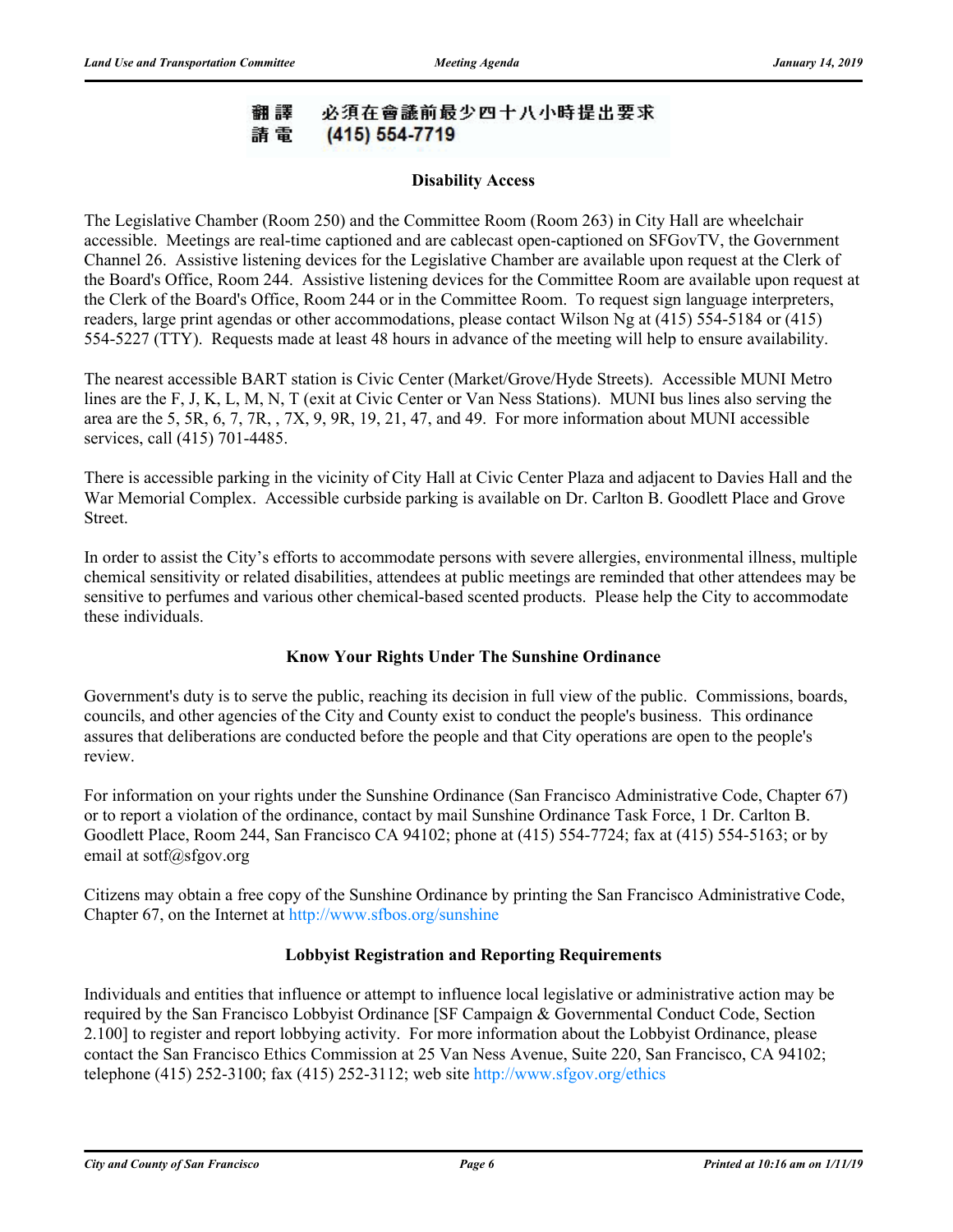翻譯　必須在會議前最少四十八小時提出要求
請電　(415) 554-7719

## Disability Access

The Legislative Chamber (Room 250) and the Committee Room (Room 263) in City Hall are wheelchair accessible. Meetings are real-time captioned and are cablecast open-captioned on SFGovTV, the Government Channel 26. Assistive listening devices for the Legislative Chamber are available upon request at the Clerk of the Board's Office, Room 244. Assistive listening devices for the Committee Room are available upon request at the Clerk of the Board's Office, Room 244 or in the Committee Room. To request sign language interpreters, readers, large print agendas or other accommodations, please contact Wilson Ng at (415) 554-5184 or (415) 554-5227 (TTY). Requests made at least 48 hours in advance of the meeting will help to ensure availability.

The nearest accessible BART station is Civic Center (Market/Grove/Hyde Streets). Accessible MUNI Metro lines are the F, J, K, L, M, N, T (exit at Civic Center or Van Ness Stations). MUNI bus lines also serving the area are the 5, 5R, 6, 7, 7R, , 7X, 9, 9R, 19, 21, 47, and 49. For more information about MUNI accessible services, call (415) 701-4485.

There is accessible parking in the vicinity of City Hall at Civic Center Plaza and adjacent to Davies Hall and the War Memorial Complex. Accessible curbside parking is available on Dr. Carlton B. Goodlett Place and Grove Street.

In order to assist the City's efforts to accommodate persons with severe allergies, environmental illness, multiple chemical sensitivity or related disabilities, attendees at public meetings are reminded that other attendees may be sensitive to perfumes and various other chemical-based scented products. Please help the City to accommodate these individuals.

## Know Your Rights Under The Sunshine Ordinance

Government's duty is to serve the public, reaching its decision in full view of the public. Commissions, boards, councils, and other agencies of the City and County exist to conduct the people's business. This ordinance assures that deliberations are conducted before the people and that City operations are open to the people's review.

For information on your rights under the Sunshine Ordinance (San Francisco Administrative Code, Chapter 67) or to report a violation of the ordinance, contact by mail Sunshine Ordinance Task Force, 1 Dr. Carlton B. Goodlett Place, Room 244, San Francisco CA 94102; phone at (415) 554-7724; fax at (415) 554-5163; or by email at sotf@sfgov.org

Citizens may obtain a free copy of the Sunshine Ordinance by printing the San Francisco Administrative Code, Chapter 67, on the Internet at http://www.sfbos.org/sunshine

## Lobbyist Registration and Reporting Requirements

Individuals and entities that influence or attempt to influence local legislative or administrative action may be required by the San Francisco Lobbyist Ordinance [SF Campaign & Governmental Conduct Code, Section 2.100] to register and report lobbying activity. For more information about the Lobbyist Ordinance, please contact the San Francisco Ethics Commission at 25 Van Ness Avenue, Suite 220, San Francisco, CA 94102; telephone (415) 252-3100; fax (415) 252-3112; web site http://www.sfgov.org/ethics